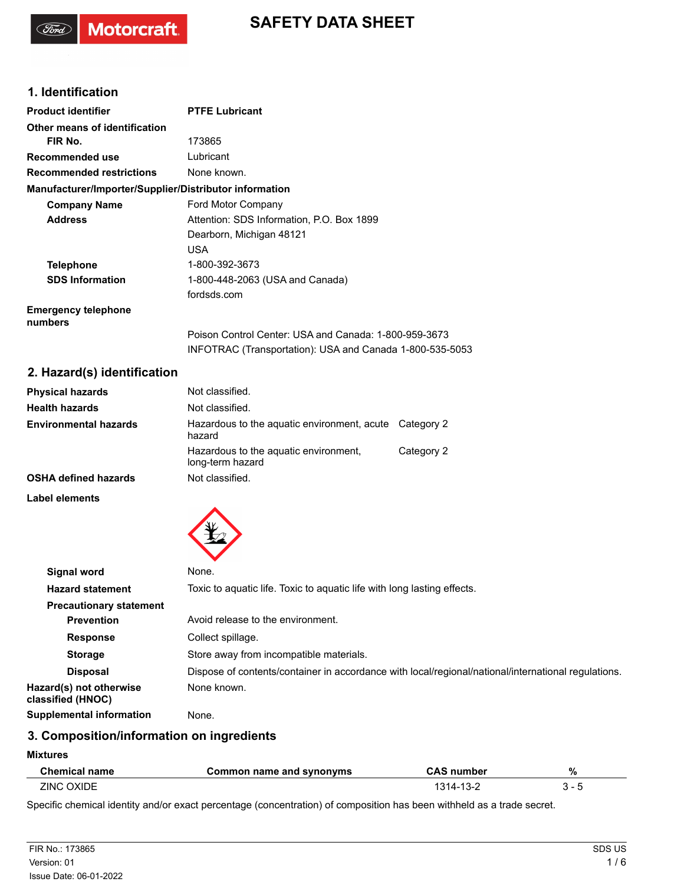# SAFETY DATA SHEET

## 1. Identification

**Product identifier** PTFE Lubricant

**Other means of identification**

**FIR No.** 173865

**Recommended use** Lubricant

**Recommended restrictions** None known.

**Manufacturer/Importer/Supplier/Distributor information**

**Company Name** Ford Motor Company

**Address** Attention: SDS Information, P.O. Box 1899
Dearborn, Michigan 48121
USA

**Telephone** 1-800-392-3673

**SDS Information** 1-800-448-2063 (USA and Canada)
fordsds.com

**Emergency telephone numbers**
Poison Control Center: USA and Canada: 1-800-959-3673
INFOTRAC (Transportation): USA and Canada 1-800-535-5053

## 2. Hazard(s) identification

| | | |
|---|---|---|
| **Physical hazards** | Not classified. | |
| **Health hazards** | Not classified. | |
| **Environmental hazards** | Hazardous to the aquatic environment, acute hazard | Category 2 |
| | Hazardous to the aquatic environment, long-term hazard | Category 2 |
| **OSHA defined hazards** | Not classified. | |

**Label elements**

**Signal word** None.

**Hazard statement** Toxic to aquatic life. Toxic to aquatic life with long lasting effects.

**Precautionary statement**

**Prevention** Avoid release to the environment.

**Response** Collect spillage.

**Storage** Store away from incompatible materials.

**Disposal** Dispose of contents/container in accordance with local/regional/national/international regulations.

**Hazard(s) not otherwise classified (HNOC)** None known.

**Supplemental information** None.

## 3. Composition/information on ingredients

**Mixtures**

| Chemical name | Common name and synonyms | CAS number | % |
|---|---|---|---|
| ZINC OXIDE | | 1314-13-2 | 3 - 5 |

Specific chemical identity and/or exact percentage (concentration) of composition has been withheld as a trade secret.

FIR No.: 173865
Version: 01
Issue Date: 06-01-2022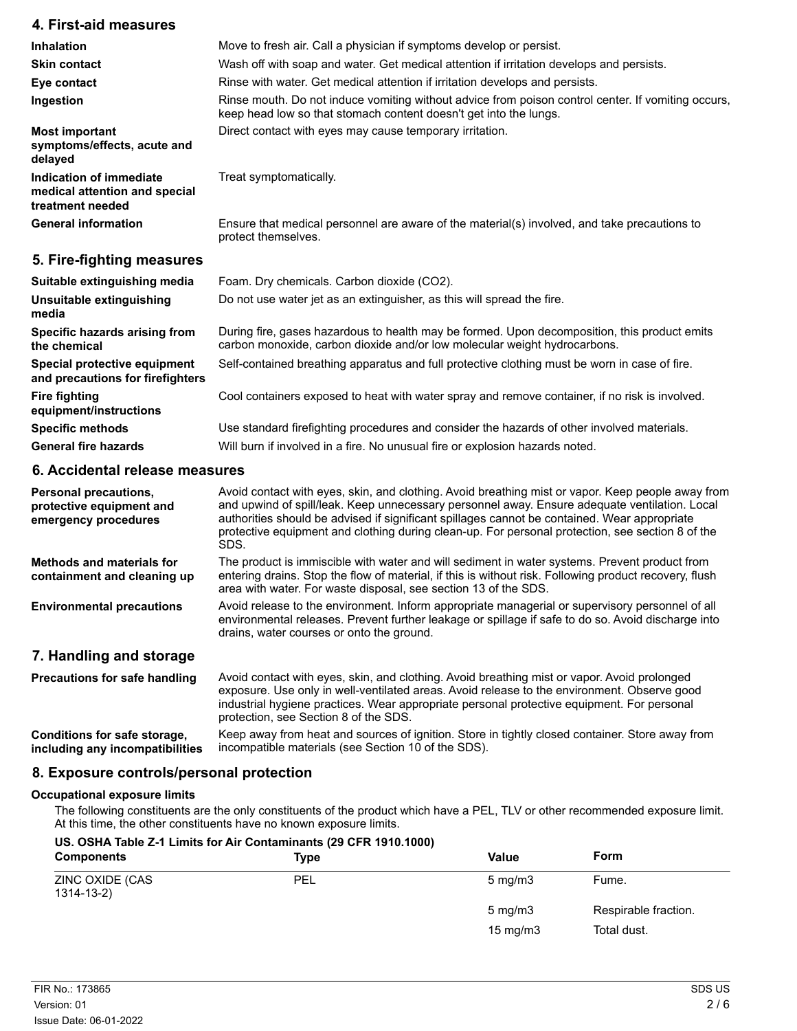## 4. First-aid measures

| | |
|---|---|
| **Inhalation** | Move to fresh air. Call a physician if symptoms develop or persist. |
| **Skin contact** | Wash off with soap and water. Get medical attention if irritation develops and persists. |
| **Eye contact** | Rinse with water. Get medical attention if irritation develops and persists. |
| **Ingestion** | Rinse mouth. Do not induce vomiting without advice from poison control center. If vomiting occurs, keep head low so that stomach content doesn't get into the lungs. |
| **Most important symptoms/effects, acute and delayed** | Direct contact with eyes may cause temporary irritation. |
| **Indication of immediate medical attention and special treatment needed** | Treat symptomatically. |
| **General information** | Ensure that medical personnel are aware of the material(s) involved, and take precautions to protect themselves. |

## 5. Fire-fighting measures

| | |
|---|---|
| **Suitable extinguishing media** | Foam. Dry chemicals. Carbon dioxide ($CO_2$). |
| **Unsuitable extinguishing media** | Do not use water jet as an extinguisher, as this will spread the fire. |
| **Specific hazards arising from the chemical** | During fire, gases hazardous to health may be formed. Upon decomposition, this product emits carbon monoxide, carbon dioxide and/or low molecular weight hydrocarbons. |
| **Special protective equipment and precautions for firefighters** | Self-contained breathing apparatus and full protective clothing must be worn in case of fire. |
| **Fire fighting equipment/instructions** | Cool containers exposed to heat with water spray and remove container, if no risk is involved. |
| **Specific methods** | Use standard firefighting procedures and consider the hazards of other involved materials. |
| **General fire hazards** | Will burn if involved in a fire. No unusual fire or explosion hazards noted. |

## 6. Accidental release measures

| | |
|---|---|
| **Personal precautions, protective equipment and emergency procedures** | Avoid contact with eyes, skin, and clothing. Avoid breathing mist or vapor. Keep people away from and upwind of spill/leak. Keep unnecessary personnel away. Ensure adequate ventilation. Local authorities should be advised if significant spillages cannot be contained. Wear appropriate protective equipment and clothing during clean-up. For personal protection, see section 8 of the SDS. |
| **Methods and materials for containment and cleaning up** | The product is immiscible with water and will sediment in water systems. Prevent product from entering drains. Stop the flow of material, if this is without risk. Following product recovery, flush area with water. For waste disposal, see section 13 of the SDS. |
| **Environmental precautions** | Avoid release to the environment. Inform appropriate managerial or supervisory personnel of all environmental releases. Prevent further leakage or spillage if safe to do so. Avoid discharge into drains, water courses or onto the ground. |

## 7. Handling and storage

| | |
|---|---|
| **Precautions for safe handling** | Avoid contact with eyes, skin, and clothing. Avoid breathing mist or vapor. Avoid prolonged exposure. Use only in well-ventilated areas. Avoid release to the environment. Observe good industrial hygiene practices. Wear appropriate personal protective equipment. For personal protection, see Section 8 of the SDS. |
| **Conditions for safe storage, including any incompatibilities** | Keep away from heat and sources of ignition. Store in tightly closed container. Store away from incompatible materials (see Section 10 of the SDS). |

## 8. Exposure controls/personal protection

**Occupational exposure limits**

The following constituents are the only constituents of the product which have a PEL, TLV or other recommended exposure limit. At this time, the other constituents have no known exposure limits.

**US. OSHA Table Z-1 Limits for Air Contaminants (29 CFR 1910.1000)**

| Components | Type | Value | Form |
|---|---|---|---|
| ZINC OXIDE (CAS 1314-13-2) | PEL | 5 mg/m3 | Fume. |
| | | 5 mg/m3 | Respirable fraction. |
| | | 15 mg/m3 | Total dust. |

FIR No.: 173865
Version: 01
Issue Date: 06-01-2022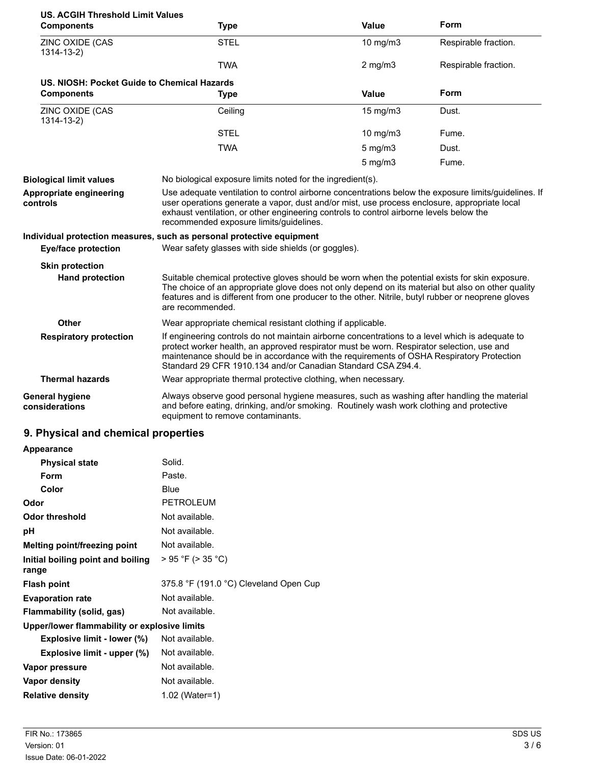**US. ACGIH Threshold Limit Values**

| Components | Type | Value | Form |
| --- | --- | --- | --- |
| ZINC OXIDE (CAS 1314-13-2) | STEL | 10 mg/m3 | Respirable fraction. |
| | TWA | 2 mg/m3 | Respirable fraction. |

**US. NIOSH: Pocket Guide to Chemical Hazards**

| Components | Type | Value | Form |
| --- | --- | --- | --- |
| ZINC OXIDE (CAS 1314-13-2) | Ceiling | 15 mg/m3 | Dust. |
| | STEL | 10 mg/m3 | Fume. |
| | TWA | 5 mg/m3 | Dust. |
| | | 5 mg/m3 | Fume. |

**Biological limit values** No biological exposure limits noted for the ingredient(s).

**Appropriate engineering controls** Use adequate ventilation to control airborne concentrations below the exposure limits/guidelines. If user operations generate a vapor, dust and/or mist, use process enclosure, appropriate local exhaust ventilation, or other engineering controls to control airborne levels below the recommended exposure limits/guidelines.

**Individual protection measures, such as personal protective equipment**

**Eye/face protection** Wear safety glasses with side shields (or goggles).

**Skin protection**

**Hand protection** Suitable chemical protective gloves should be worn when the potential exists for skin exposure. The choice of an appropriate glove does not only depend on its material but also on other quality features and is different from one producer to the other. Nitrile, butyl rubber or neoprene gloves are recommended.

**Other** Wear appropriate chemical resistant clothing if applicable.

**Respiratory protection** If engineering controls do not maintain airborne concentrations to a level which is adequate to protect worker health, an approved respirator must be worn. Respirator selection, use and maintenance should be in accordance with the requirements of OSHA Respiratory Protection Standard 29 CFR 1910.134 and/or Canadian Standard CSA Z94.4.

**Thermal hazards** Wear appropriate thermal protective clothing, when necessary.

**General hygiene considerations** Always observe good personal hygiene measures, such as washing after handling the material and before eating, drinking, and/or smoking. Routinely wash work clothing and protective equipment to remove contaminants.

## 9. Physical and chemical properties

**Appearance**

**Physical state** Solid.

**Form** Paste.

**Color** Blue

**Odor** PETROLEUM

**Odor threshold** Not available.

**pH** Not available.

**Melting point/freezing point** Not available.

**Initial boiling point and boiling range** > 95 °F (> 35 °C)

**Flash point** 375.8 °F (191.0 °C) Cleveland Open Cup

**Evaporation rate** Not available.

**Flammability (solid, gas)** Not available.

**Upper/lower flammability or explosive limits**

**Explosive limit - lower (%)** Not available.

**Explosive limit - upper (%)** Not available.

**Vapor pressure** Not available.

**Vapor density** Not available.

**Relative density** 1.02 (Water=1)

FIR No.: 173865
Version: 01
Issue Date: 06-01-2022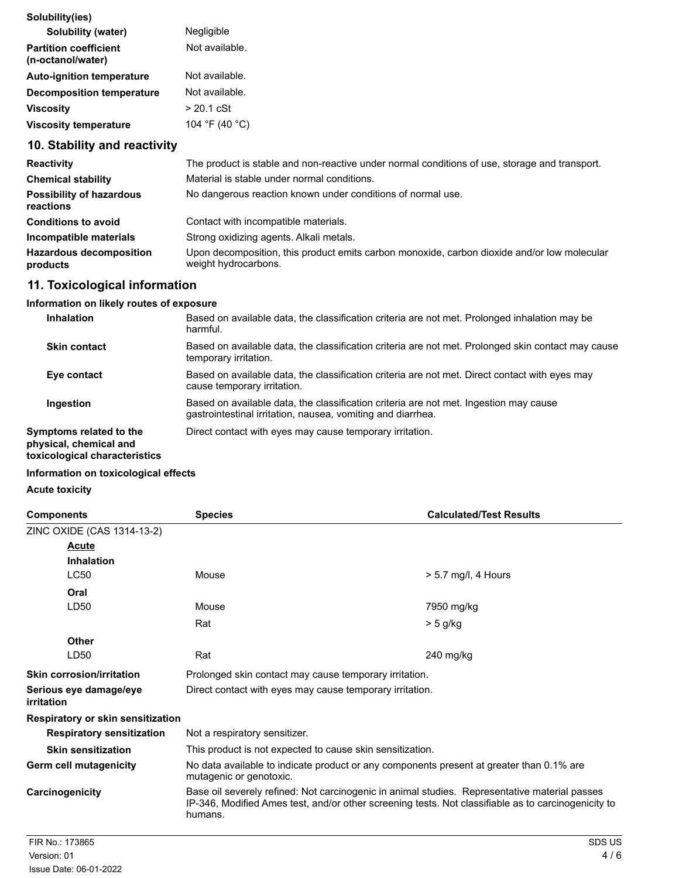| | |
|---|---|
| **Solubility(ies)** | |
| **Solubility (water)** | Negligible |
| **Partition coefficient (n-octanol/water)** | Not available. |
| **Auto-ignition temperature** | Not available. |
| **Decomposition temperature** | Not available. |
| **Viscosity** | > 20.1 cSt |
| **Viscosity temperature** | 104 °F (40 °C) |

## 10. Stability and reactivity

| | |
|---|---|
| **Reactivity** | The product is stable and non-reactive under normal conditions of use, storage and transport. |
| **Chemical stability** | Material is stable under normal conditions. |
| **Possibility of hazardous reactions** | No dangerous reaction known under conditions of normal use. |
| **Conditions to avoid** | Contact with incompatible materials. |
| **Incompatible materials** | Strong oxidizing agents. Alkali metals. |
| **Hazardous decomposition products** | Upon decomposition, this product emits carbon monoxide, carbon dioxide and/or low molecular weight hydrocarbons. |

## 11. Toxicological information

**Information on likely routes of exposure**

| | |
|---|---|
| **Inhalation** | Based on available data, the classification criteria are not met. Prolonged inhalation may be harmful. |
| **Skin contact** | Based on available data, the classification criteria are not met. Prolonged skin contact may cause temporary irritation. |
| **Eye contact** | Based on available data, the classification criteria are not met. Direct contact with eyes may cause temporary irritation. |
| **Ingestion** | Based on available data, the classification criteria are not met. Ingestion may cause gastrointestinal irritation, nausea, vomiting and diarrhea. |
| **Symptoms related to the physical, chemical and toxicological characteristics** | Direct contact with eyes may cause temporary irritation. |

**Information on toxicological effects**

**Acute toxicity**

| Components | Species | Calculated/Test Results |
|---|---|---|
| ZINC OXIDE (CAS 1314-13-2) | | |
| **Acute** | | |
| **Inhalation** | | |
| LC50 | Mouse | > 5.7 mg/l, 4 Hours |
| **Oral** | | |
| LD50 | Mouse | 7950 mg/kg |
| | Rat | > 5 g/kg |
| **Other** | | |
| LD50 | Rat | 240 mg/kg |

| | |
|---|---|
| **Skin corrosion/irritation** | Prolonged skin contact may cause temporary irritation. |
| **Serious eye damage/eye irritation** | Direct contact with eyes may cause temporary irritation. |
| **Respiratory or skin sensitization** | |
| **Respiratory sensitization** | Not a respiratory sensitizer. |
| **Skin sensitization** | This product is not expected to cause skin sensitization. |
| **Germ cell mutagenicity** | No data available to indicate product or any components present at greater than 0.1% are mutagenic or genotoxic. |
| **Carcinogenicity** | Base oil severely refined: Not carcinogenic in animal studies. Representative material passes IP-346, Modified Ames test, and/or other screening tests. Not classifiable as to carcinogenicity to humans. |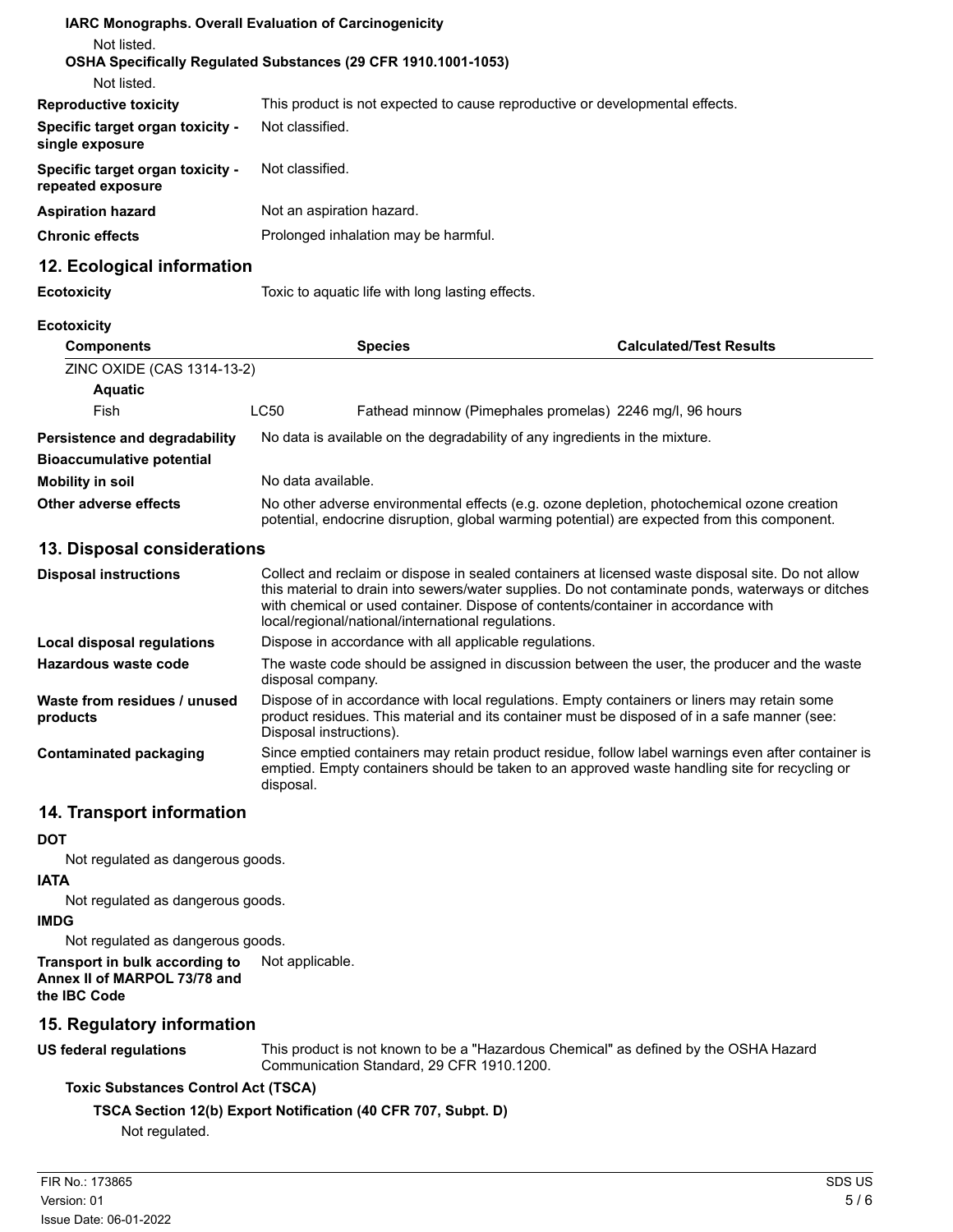**IARC Monographs. Overall Evaluation of Carcinogenicity**

Not listed.

**OSHA Specifically Regulated Substances (29 CFR 1910.1001-1053)**

Not listed.

**Reproductive toxicity** This product is not expected to cause reproductive or developmental effects.

**Specific target organ toxicity - single exposure** Not classified.

**Specific target organ toxicity - repeated exposure** Not classified.

**Aspiration hazard** Not an aspiration hazard.

**Chronic effects** Prolonged inhalation may be harmful.

## 12. Ecological information

**Ecotoxicity** Toxic to aquatic life with long lasting effects.

**Ecotoxicity**

| Components | | Species | Calculated/Test Results |
|---|---|---|---|
| ZINC OXIDE (CAS 1314-13-2) | | | |
| **Aquatic** | | | |
| Fish | LC50 | Fathead minnow (Pimephales promelas) | 2246 mg/l, 96 hours |

**Persistence and degradability** No data is available on the degradability of any ingredients in the mixture.

**Bioaccumulative potential**

**Mobility in soil** No data available.

**Other adverse effects** No other adverse environmental effects (e.g. ozone depletion, photochemical ozone creation potential, endocrine disruption, global warming potential) are expected from this component.

## 13. Disposal considerations

**Disposal instructions** Collect and reclaim or dispose in sealed containers at licensed waste disposal site. Do not allow this material to drain into sewers/water supplies. Do not contaminate ponds, waterways or ditches with chemical or used container. Dispose of contents/container in accordance with local/regional/national/international regulations.

**Local disposal regulations** Dispose in accordance with all applicable regulations.

**Hazardous waste code** The waste code should be assigned in discussion between the user, the producer and the waste disposal company.

**Waste from residues / unused products** Dispose of in accordance with local regulations. Empty containers or liners may retain some product residues. This material and its container must be disposed of in a safe manner (see: Disposal instructions).

**Contaminated packaging** Since emptied containers may retain product residue, follow label warnings even after container is emptied. Empty containers should be taken to an approved waste handling site for recycling or disposal.

## 14. Transport information

**DOT**

Not regulated as dangerous goods.

**IATA**

Not regulated as dangerous goods.

**IMDG**

Not regulated as dangerous goods.

**Transport in bulk according to Annex II of MARPOL 73/78 and the IBC Code** Not applicable.

## 15. Regulatory information

**US federal regulations** This product is not known to be a "Hazardous Chemical" as defined by the OSHA Hazard Communication Standard, 29 CFR 1910.1200.

**Toxic Substances Control Act (TSCA)**

**TSCA Section 12(b) Export Notification (40 CFR 707, Subpt. D)**

Not regulated.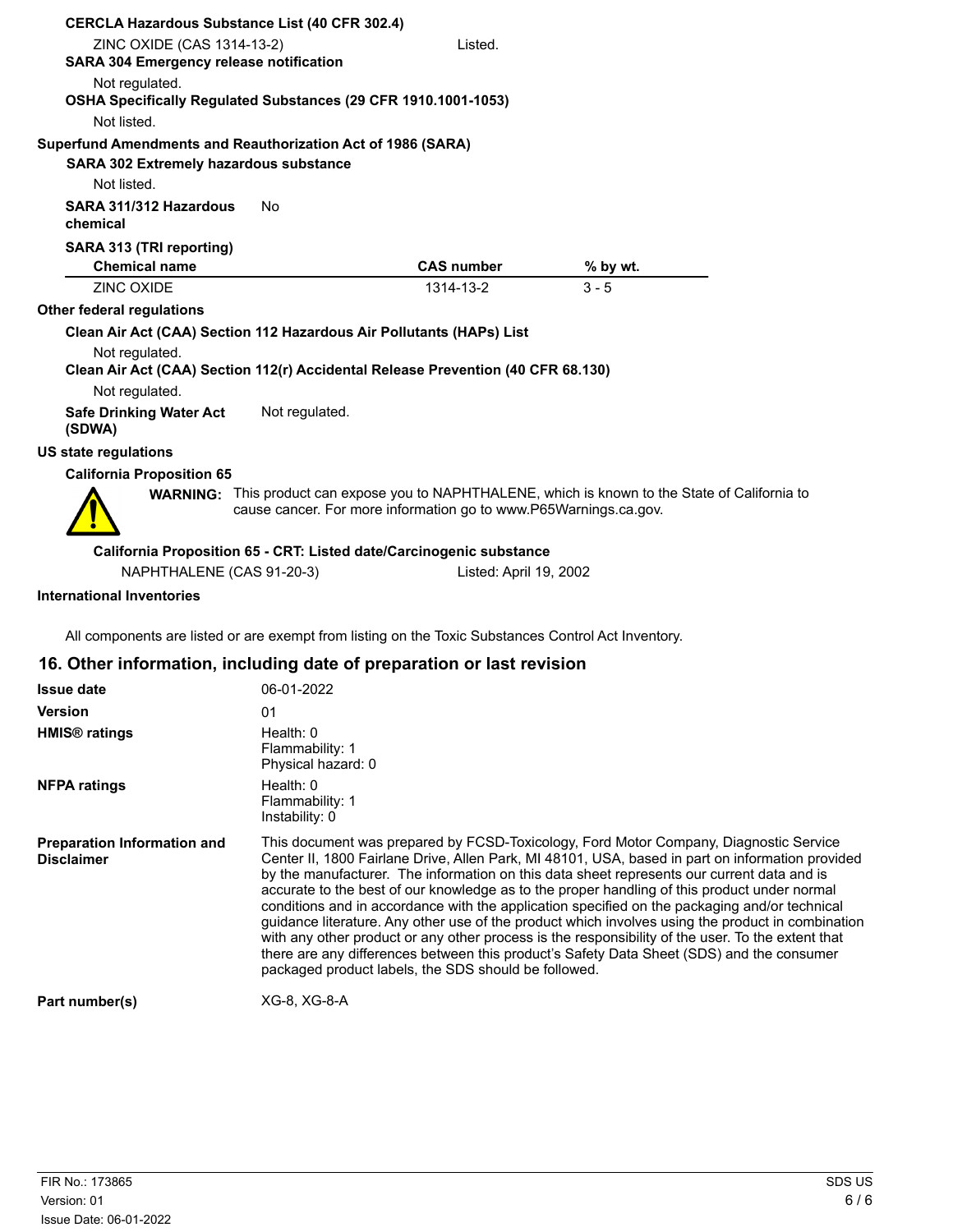**CERCLA Hazardous Substance List (40 CFR 302.4)**

ZINC OXIDE (CAS 1314-13-2) Listed.

**SARA 304 Emergency release notification**

Not regulated.

**OSHA Specifically Regulated Substances (29 CFR 1910.1001-1053)**

Not listed.

**Superfund Amendments and Reauthorization Act of 1986 (SARA)**

**SARA 302 Extremely hazardous substance**

Not listed.

**SARA 311/312 Hazardous chemical** No

**SARA 313 (TRI reporting)**

| Chemical name | CAS number | % by wt. |
| --- | --- | --- |
| ZINC OXIDE | 1314-13-2 | 3 - 5 |

**Other federal regulations**

**Clean Air Act (CAA) Section 112 Hazardous Air Pollutants (HAPs) List**

Not regulated.

**Clean Air Act (CAA) Section 112(r) Accidental Release Prevention (40 CFR 68.130)**

Not regulated.

**Safe Drinking Water Act (SDWA)** Not regulated.

**US state regulations**

**California Proposition 65**

**WARNING:** This product can expose you to NAPHTHALENE, which is known to the State of California to cause cancer. For more information go to www.P65Warnings.ca.gov.

**California Proposition 65 - CRT: Listed date/Carcinogenic substance**

NAPHTHALENE (CAS 91-20-3) Listed: April 19, 2002

**International Inventories**

All components are listed or are exempt from listing on the Toxic Substances Control Act Inventory.

## 16. Other information, including date of preparation or last revision

**Issue date** 06-01-2022

**Version** 01

**HMIS® ratings**
Health: 0
Flammability: 1
Physical hazard: 0

**NFPA ratings**
Health: 0
Flammability: 1
Instability: 0

**Preparation Information and Disclaimer**

This document was prepared by FCSD-Toxicology, Ford Motor Company, Diagnostic Service Center II, 1800 Fairlane Drive, Allen Park, MI 48101, USA, based in part on information provided by the manufacturer. The information on this data sheet represents our current data and is accurate to the best of our knowledge as to the proper handling of this product under normal conditions and in accordance with the application specified on the packaging and/or technical guidance literature. Any other use of the product which involves using the product in combination with any other product or any other process is the responsibility of the user. To the extent that there are any differences between this product's Safety Data Sheet (SDS) and the consumer packaged product labels, the SDS should be followed.

**Part number(s)** XG-8, XG-8-A